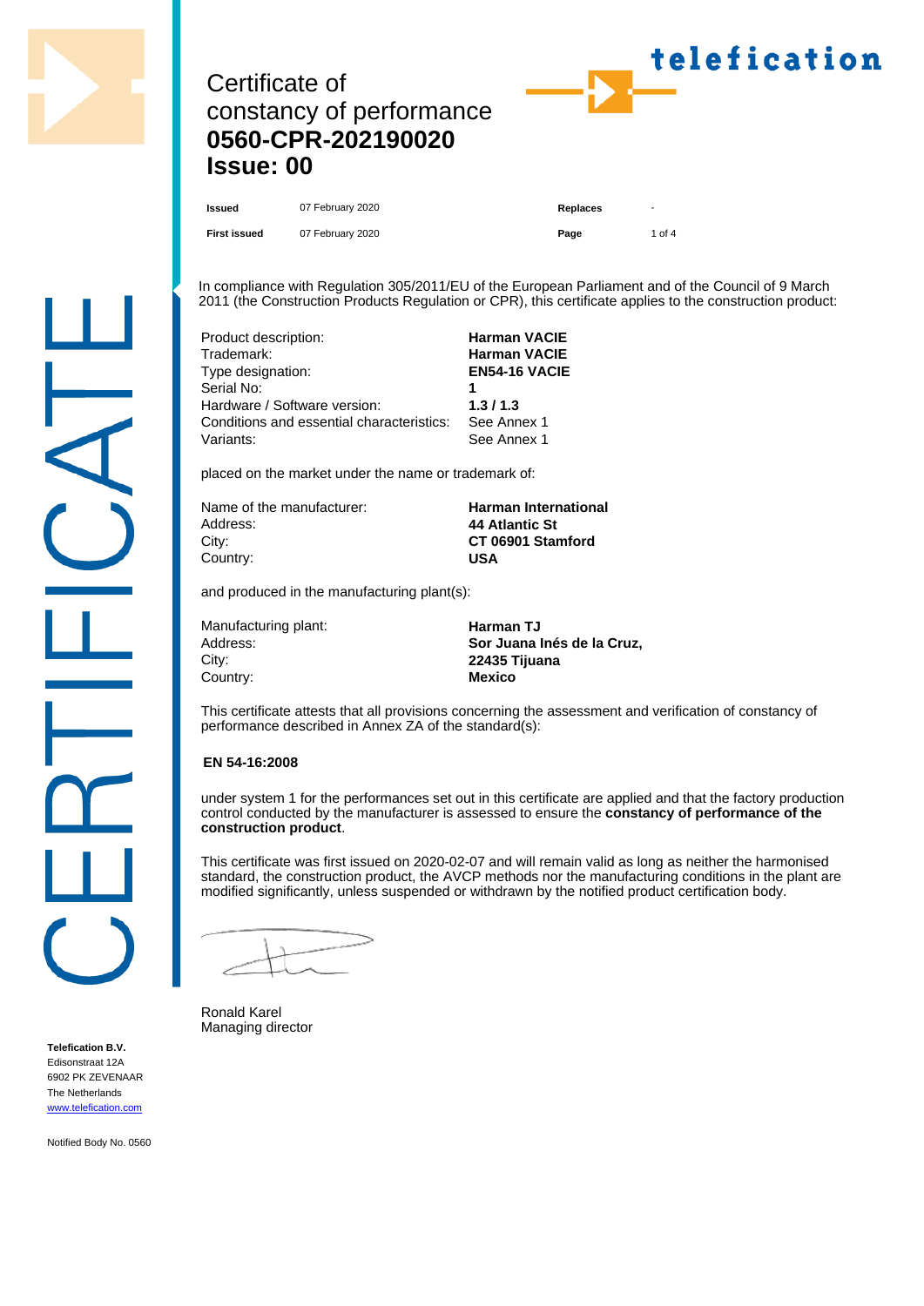# Certificate of constancy of performance

# 0560-CPR-202190020

# Issue: 00

| | | | |
|---|---|---|---|
| **Issued** | 07 February 2020 | **Replaces** | - |
| **First issued** | 07 February 2020 | **Page** | 1 of 4 |

In compliance with Regulation 305/2011/EU of the European Parliament and of the Council of 9 March 2011 (the Construction Products Regulation or CPR), this certificate applies to the construction product:

| | |
|---|---|
| Product description: | **Harman VACIE** |
| Trademark: | **Harman VACIE** |
| Type designation: | **EN54-16 VACIE** |
| Serial No: | **1** |
| Hardware / Software version: | **1.3 / 1.3** |
| Conditions and essential characteristics: | See Annex 1 |
| Variants: | See Annex 1 |

placed on the market under the name or trademark of:

| | |
|---|---|
| Name of the manufacturer: | **Harman International** |
| Address: | **44 Atlantic St** |
| City: | **CT 06901 Stamford** |
| Country: | **USA** |

and produced in the manufacturing plant(s):

| | |
|---|---|
| Manufacturing plant: | **Harman TJ** |
| Address: | **Sor Juana Inés de la Cruz,** |
| City: | **22435 Tijuana** |
| Country: | **Mexico** |

This certificate attests that all provisions concerning the assessment and verification of constancy of performance described in Annex ZA of the standard(s):

**EN 54-16:2008**

under system 1 for the performances set out in this certificate are applied and that the factory production control conducted by the manufacturer is assessed to ensure the **constancy of performance of the construction product**.

This certificate was first issued on 2020-02-07 and will remain valid as long as neither the harmonised standard, the construction product, the AVCP methods nor the manufacturing conditions in the plant are modified significantly, unless suspended or withdrawn by the notified product certification body.

Ronald Karel
Managing director

**Telefication B.V.**
Edisonstraat 12A
6902 PK ZEVENAAR
The Netherlands
www.telefication.com

Notified Body No. 0560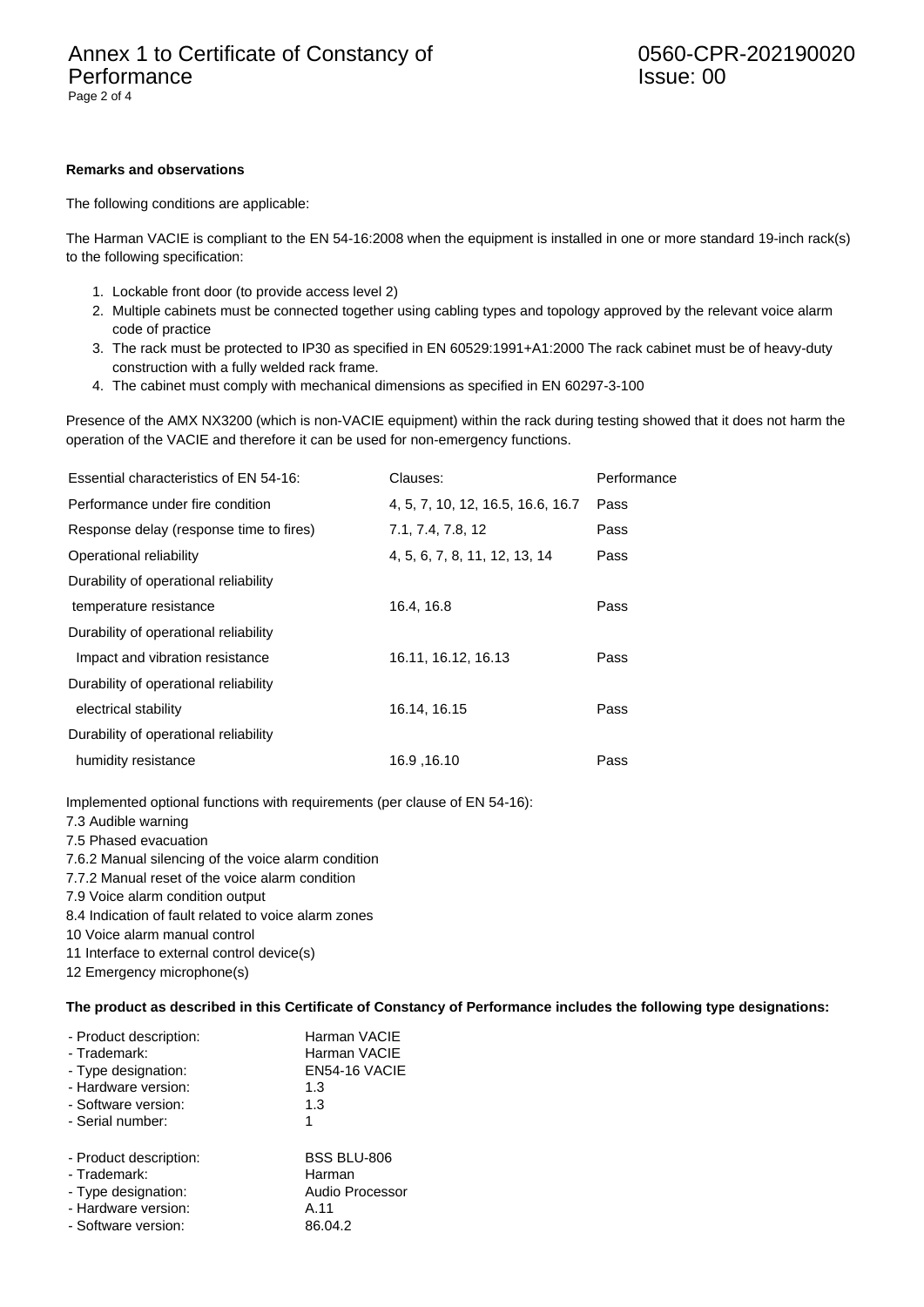**Remarks and observations**

The following conditions are applicable:

The Harman VACIE is compliant to the EN 54-16:2008 when the equipment is installed in one or more standard 19-inch rack(s) to the following specification:

1. Lockable front door (to provide access level 2)
2. Multiple cabinets must be connected together using cabling types and topology approved by the relevant voice alarm code of practice
3. The rack must be protected to IP30 as specified in EN 60529:1991+A1:2000 The rack cabinet must be of heavy-duty construction with a fully welded rack frame.
4. The cabinet must comply with mechanical dimensions as specified in EN 60297-3-100

Presence of the AMX NX3200 (which is non-VACIE equipment) within the rack during testing showed that it does not harm the operation of the VACIE and therefore it can be used for non-emergency functions.

| Essential characteristics of EN 54-16: | Clauses: | Performance |
|---|---|---|
| Performance under fire condition | 4, 5, 7, 10, 12, 16.5, 16.6, 16.7 | Pass |
| Response delay (response time to fires) | 7.1, 7.4, 7.8, 12 | Pass |
| Operational reliability | 4, 5, 6, 7, 8, 11, 12, 13, 14 | Pass |
| Durability of operational reliability temperature resistance | 16.4, 16.8 | Pass |
| Durability of operational reliability Impact and vibration resistance | 16.11, 16.12, 16.13 | Pass |
| Durability of operational reliability electrical stability | 16.14, 16.15 | Pass |
| Durability of operational reliability humidity resistance | 16.9 ,16.10 | Pass |

Implemented optional functions with requirements (per clause of EN 54-16):
7.3 Audible warning
7.5 Phased evacuation
7.6.2 Manual silencing of the voice alarm condition
7.7.2 Manual reset of the voice alarm condition
7.9 Voice alarm condition output
8.4 Indication of fault related to voice alarm zones
10 Voice alarm manual control
11 Interface to external control device(s)
12 Emergency microphone(s)

**The product as described in this Certificate of Constancy of Performance includes the following type designations:**

- Product description: Harman VACIE
- Trademark: Harman VACIE
- Type designation: EN54-16 VACIE
- Hardware version: 1.3
- Software version: 1.3
- Serial number: 1

- Product description: BSS BLU-806
- Trademark: Harman
- Type designation: Audio Processor
- Hardware version: A.11
- Software version: 86.04.2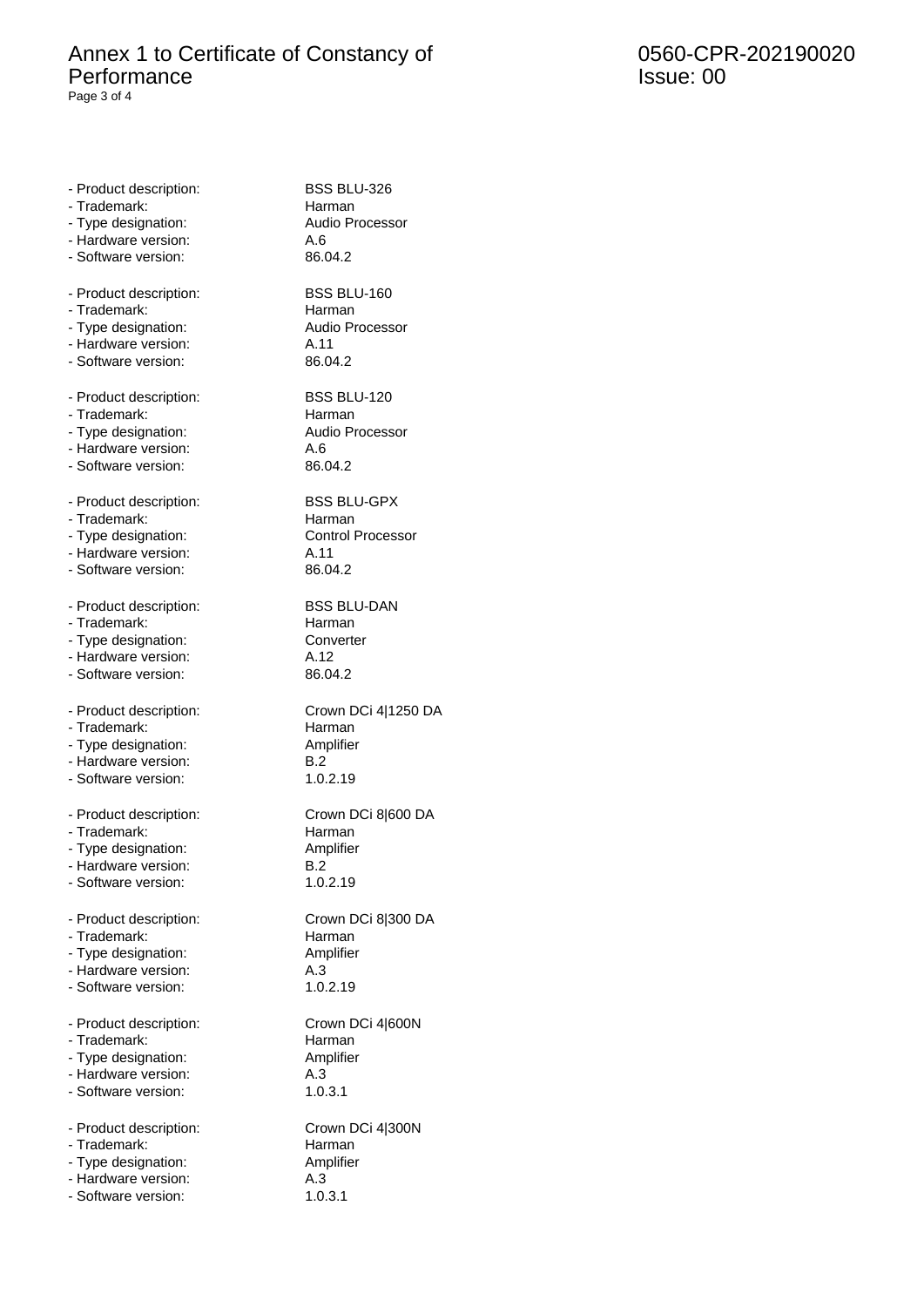- Product description: BSS BLU-326
- Trademark: Harman
- Type designation: Audio Processor
- Hardware version: A.6
- Software version: 86.04.2

- Product description: BSS BLU-160
- Trademark: Harman
- Type designation: Audio Processor
- Hardware version: A.11
- Software version: 86.04.2

- Product description: BSS BLU-120
- Trademark: Harman
- Type designation: Audio Processor
- Hardware version: A.6
- Software version: 86.04.2

- Product description: BSS BLU-GPX
- Trademark: Harman
- Type designation: Control Processor
- Hardware version: A.11
- Software version: 86.04.2

- Product description: BSS BLU-DAN
- Trademark: Harman
- Type designation: Converter
- Hardware version: A.12
- Software version: 86.04.2

- Product description: Crown DCi 4|1250 DA
- Trademark: Harman
- Type designation: Amplifier
- Hardware version: B.2
- Software version: 1.0.2.19

- Product description: Crown DCi 8|600 DA
- Trademark: Harman
- Type designation: Amplifier
- Hardware version: B.2
- Software version: 1.0.2.19

- Product description: Crown DCi 8|300 DA
- Trademark: Harman
- Type designation: Amplifier
- Hardware version: A.3
- Software version: 1.0.2.19

- Product description: Crown DCi 4|600N
- Trademark: Harman
- Type designation: Amplifier
- Hardware version: A.3
- Software version: 1.0.3.1

- Product description: Crown DCi 4|300N
- Trademark: Harman
- Type designation: Amplifier
- Hardware version: A.3
- Software version: 1.0.3.1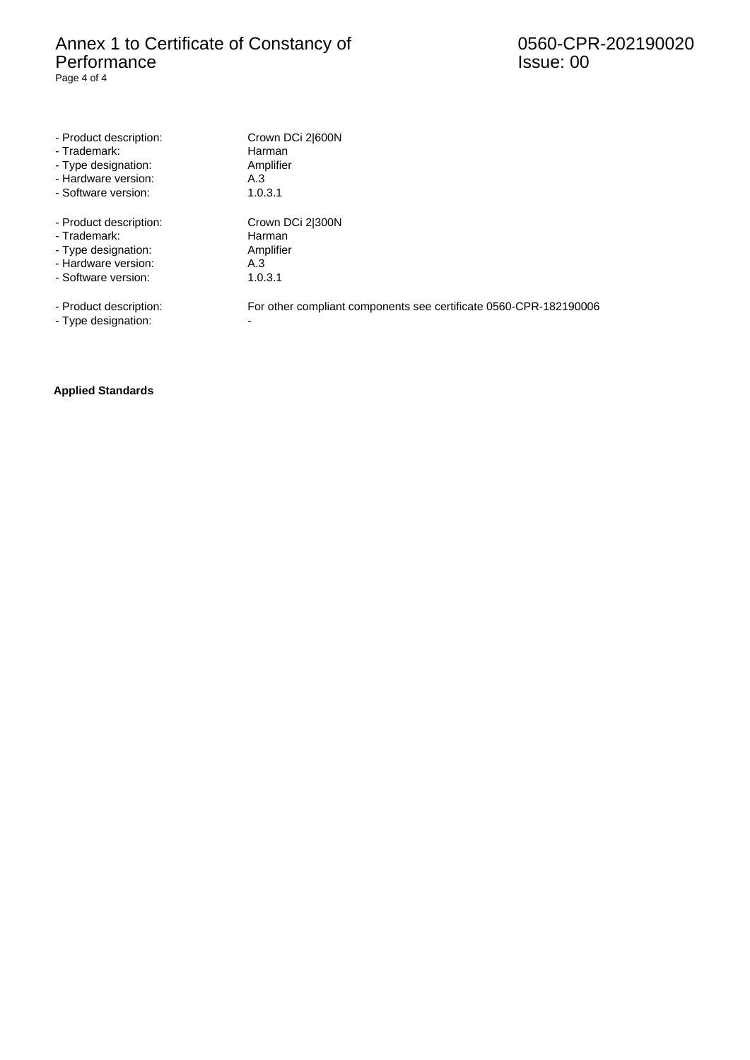- Product description: Crown DCi 2|600N
- Trademark: Harman
- Type designation: Amplifier
- Hardware version: A.3
- Software version: 1.0.3.1

- Product description: Crown DCi 2|300N
- Trademark: Harman
- Type designation: Amplifier
- Hardware version: A.3
- Software version: 1.0.3.1

- Product description: For other compliant components see certificate 0560-CPR-182190006
- Type designation: -

**Applied Standards**